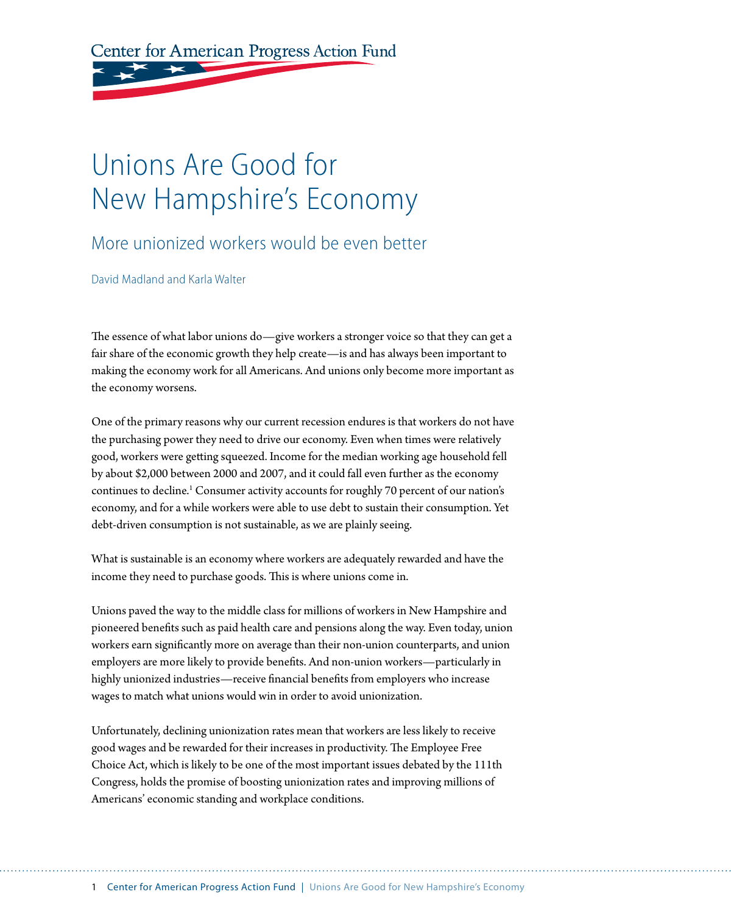Center for American Progress Action Fund

# Unions Are Good for New Hampshire's Economy

## More unionized workers would be even better

David Madland and Karla Walter

The essence of what labor unions do—give workers a stronger voice so that they can get a fair share of the economic growth they help create—is and has always been important to making the economy work for all Americans. And unions only become more important as the economy worsens.

One of the primary reasons why our current recession endures is that workers do not have the purchasing power they need to drive our economy. Even when times were relatively good, workers were getting squeezed. Income for the median working age household fell by about $2,000 between 2000 and 2007, and it could fall even further as the economy continues to decline.[1] Consumer activity accounts for roughly 70 percent of our nation's economy, and for a while workers were able to use debt to sustain their consumption. Yet debt-driven consumption is not sustainable, as we are plainly seeing.

What is sustainable is an economy where workers are adequately rewarded and have the income they need to purchase goods. This is where unions come in.

Unions paved the way to the middle class for millions of workers in New Hampshire and pioneered benefits such as paid health care and pensions along the way. Even today, union workers earn significantly more on average than their non-union counterparts, and union employers are more likely to provide benefits. And non-union workers—particularly in highly unionized industries—receive financial benefits from employers who increase wages to match what unions would win in order to avoid unionization.

Unfortunately, declining unionization rates mean that workers are less likely to receive good wages and be rewarded for their increases in productivity. The Employee Free Choice Act, which is likely to be one of the most important issues debated by the 111th Congress, holds the promise of boosting unionization rates and improving millions of Americans' economic standing and workplace conditions.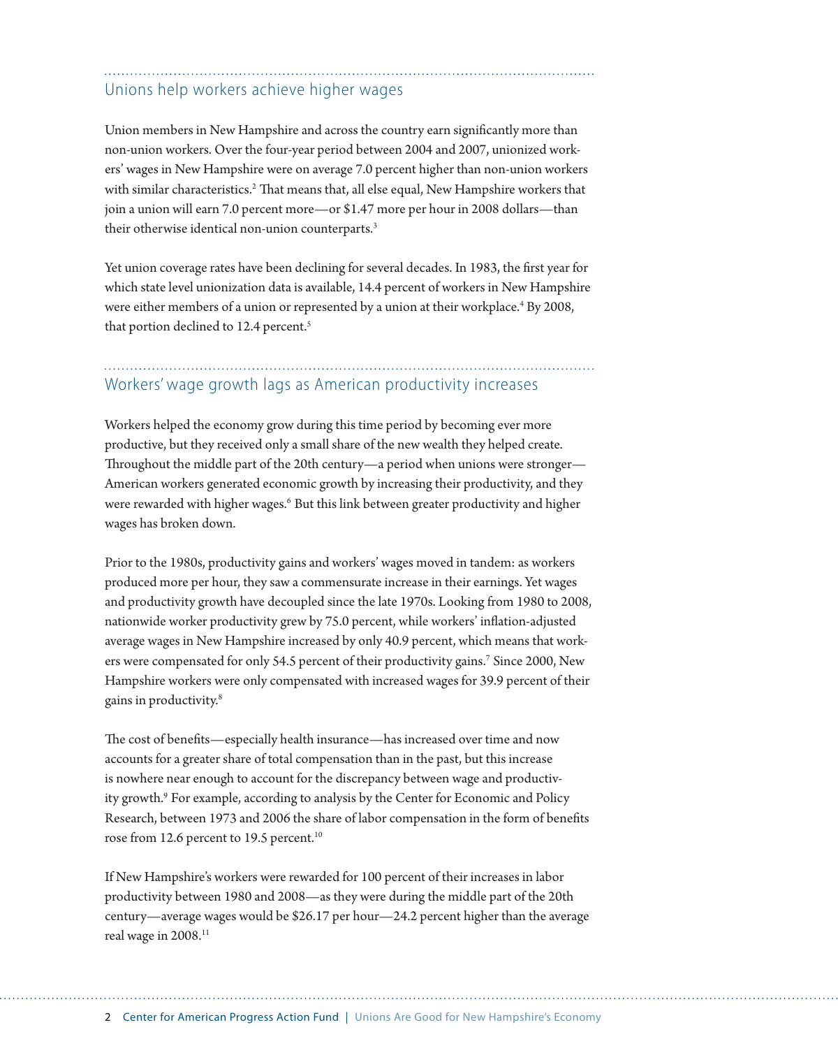## Unions help workers achieve higher wages

Union members in New Hampshire and across the country earn significantly more than non-union workers. Over the four-year period between 2004 and 2007, unionized workers' wages in New Hampshire were on average 7.0 percent higher than non-union workers with similar characteristics.[2] That means that, all else equal, New Hampshire workers that join a union will earn 7.0 percent more—or $1.47 more per hour in 2008 dollars—than their otherwise identical non-union counterparts.[3]

Yet union coverage rates have been declining for several decades. In 1983, the first year for which state level unionization data is available, 14.4 percent of workers in New Hampshire were either members of a union or represented by a union at their workplace.[4] By 2008, that portion declined to 12.4 percent.[5]

## Workers' wage growth lags as American productivity increases

Workers helped the economy grow during this time period by becoming ever more productive, but they received only a small share of the new wealth they helped create. Throughout the middle part of the 20th century—a period when unions were stronger—American workers generated economic growth by increasing their productivity, and they were rewarded with higher wages.[6] But this link between greater productivity and higher wages has broken down.

Prior to the 1980s, productivity gains and workers' wages moved in tandem: as workers produced more per hour, they saw a commensurate increase in their earnings. Yet wages and productivity growth have decoupled since the late 1970s. Looking from 1980 to 2008, nationwide worker productivity grew by 75.0 percent, while workers' inflation-adjusted average wages in New Hampshire increased by only 40.9 percent, which means that workers were compensated for only 54.5 percent of their productivity gains.[7] Since 2000, New Hampshire workers were only compensated with increased wages for 39.9 percent of their gains in productivity.[8]

The cost of benefits—especially health insurance—has increased over time and now accounts for a greater share of total compensation than in the past, but this increase is nowhere near enough to account for the discrepancy between wage and productivity growth.[9] For example, according to analysis by the Center for Economic and Policy Research, between 1973 and 2006 the share of labor compensation in the form of benefits rose from 12.6 percent to 19.5 percent.[10]

If New Hampshire's workers were rewarded for 100 percent of their increases in labor productivity between 1980 and 2008—as they were during the middle part of the 20th century—average wages would be $26.17 per hour—24.2 percent higher than the average real wage in 2008.[11]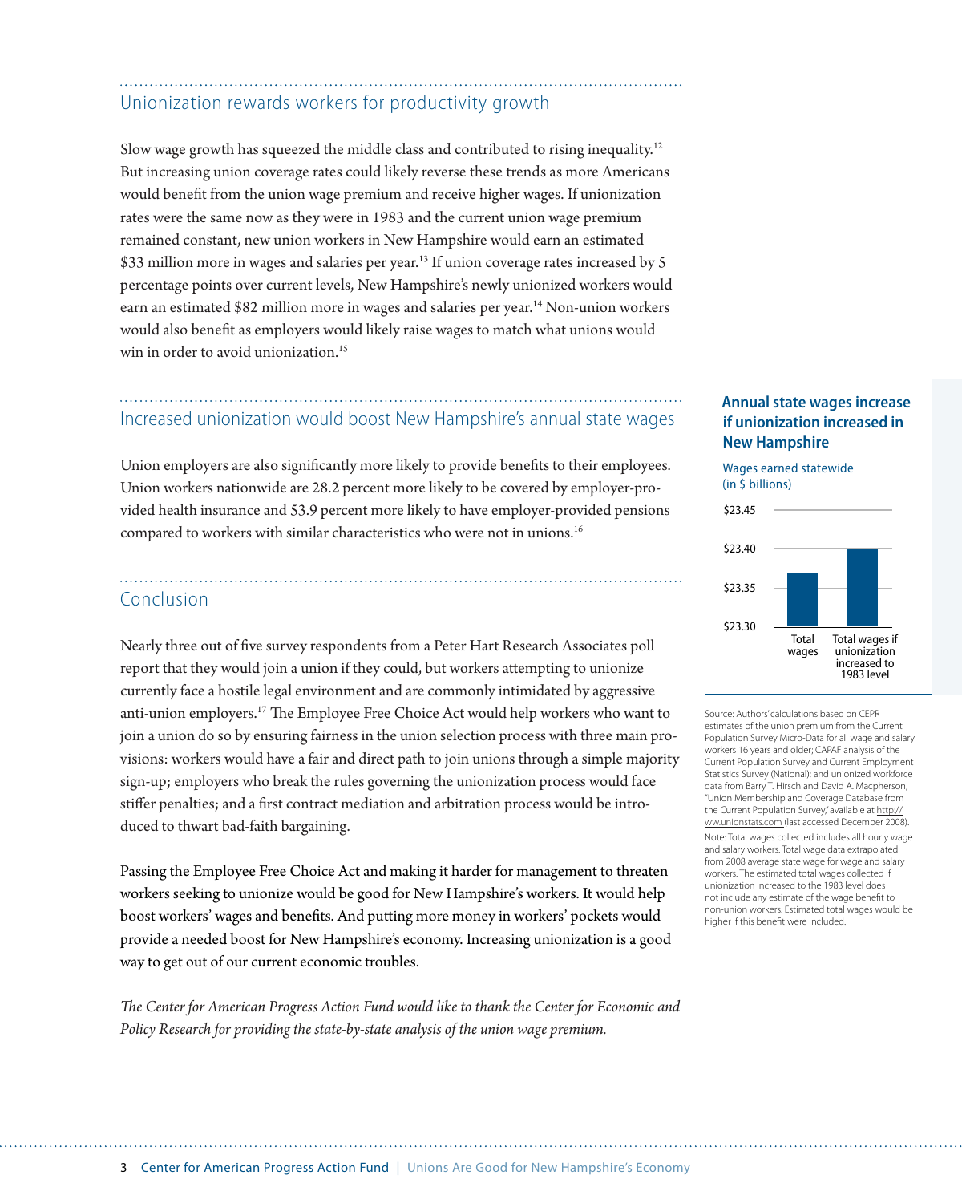## Unionization rewards workers for productivity growth

Slow wage growth has squeezed the middle class and contributed to rising inequality.[12] But increasing union coverage rates could likely reverse these trends as more Americans would benefit from the union wage premium and receive higher wages. If unionization rates were the same now as they were in 1983 and the current union wage premium remained constant, new union workers in New Hampshire would earn an estimated $33 million more in wages and salaries per year.[13] If union coverage rates increased by 5 percentage points over current levels, New Hampshire's newly unionized workers would earn an estimated $82 million more in wages and salaries per year.[14] Non-union workers would also benefit as employers would likely raise wages to match what unions would win in order to avoid unionization.[15]

## Increased unionization would boost New Hampshire's annual state wages

Union employers are also significantly more likely to provide benefits to their employees. Union workers nationwide are 28.2 percent more likely to be covered by employer-provided health insurance and 53.9 percent more likely to have employer-provided pensions compared to workers with similar characteristics who were not in unions.[16]

## Conclusion

Nearly three out of five survey respondents from a Peter Hart Research Associates poll report that they would join a union if they could, but workers attempting to unionize currently face a hostile legal environment and are commonly intimidated by aggressive anti-union employers.[17] The Employee Free Choice Act would help workers who want to join a union do so by ensuring fairness in the union selection process with three main provisions: workers would have a fair and direct path to join unions through a simple majority sign-up; employers who break the rules governing the unionization process would face stiffer penalties; and a first contract mediation and arbitration process would be introduced to thwart bad-faith bargaining.

Passing the Employee Free Choice Act and making it harder for management to threaten workers seeking to unionize would be good for New Hampshire's workers. It would help boost workers' wages and benefits. And putting more money in workers' pockets would provide a needed boost for New Hampshire's economy. Increasing unionization is a good way to get out of our current economic troubles.

*The Center for American Progress Action Fund would like to thank the Center for Economic and Policy Research for providing the state-by-state analysis of the union wage premium.*

**Annual state wages increase if unionization increased in New Hampshire**

Wages earned statewide (in $ billions)

$23.45

$23.40

$23.35

$23.30

Total wages | Total wages if unionization increased to 1983 level

Source: Authors' calculations based on CEPR estimates of the union premium from the Current Population Survey Micro-Data for all wage and salary workers 16 years and older; CAPAF analysis of the Current Population Survey and Current Employment Statistics Survey (National); and unionized workforce data from Barry T. Hirsch and David A. Macpherson, "Union Membership and Coverage Database from the Current Population Survey," available at http://ww.unionstats.com (last accessed December 2008).

Note: Total wages collected includes all hourly wage and salary workers. Total wage data extrapolated from 2008 average state wage for wage and salary workers. The estimated total wages collected if unionization increased to the 1983 level does not include any estimate of the wage benefit to non-union workers. Estimated total wages would be higher if this benefit were included.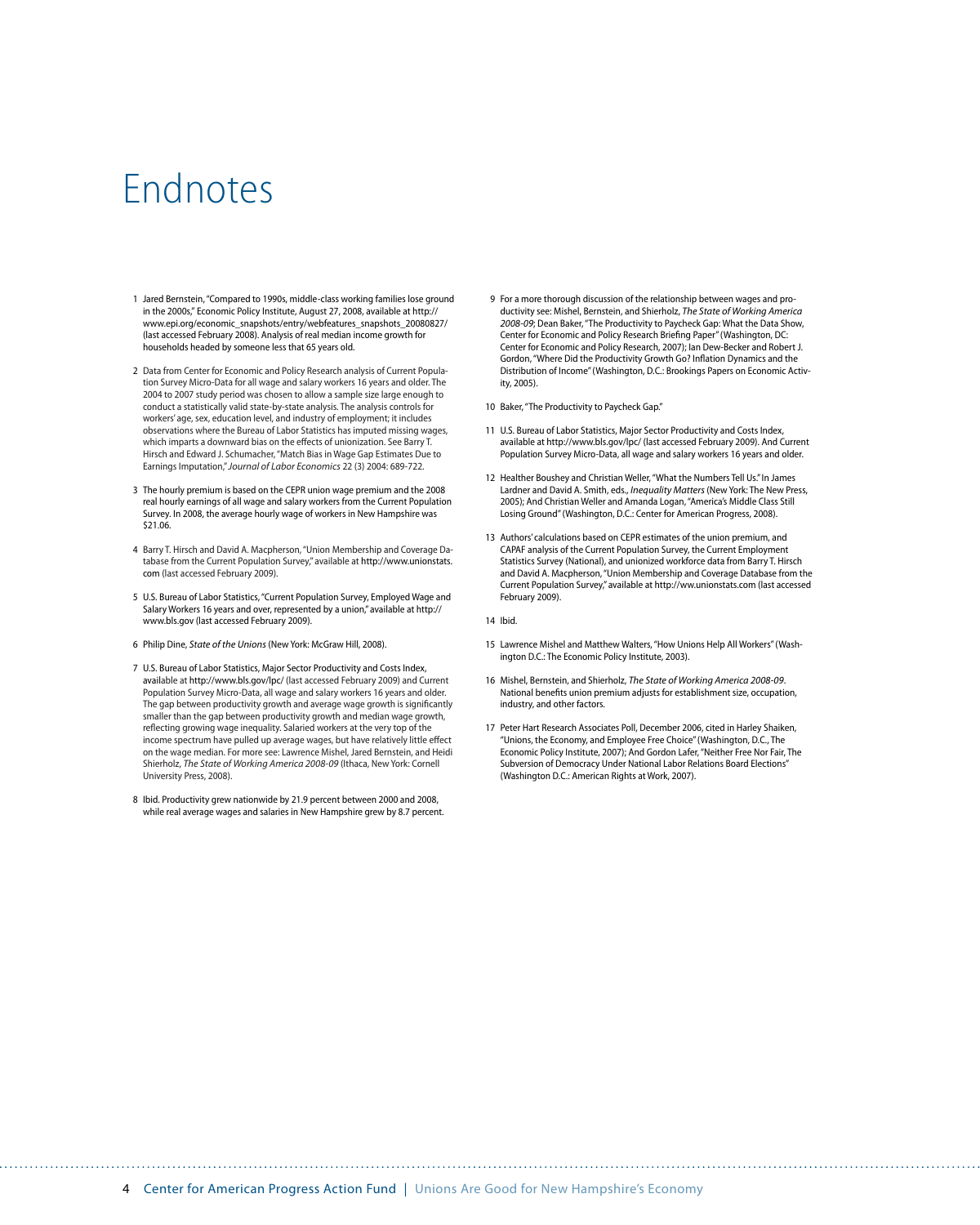# Endnotes

1 Jared Bernstein, "Compared to 1990s, middle-class working families lose ground in the 2000s," Economic Policy Institute, August 27, 2008, available at http://www.epi.org/economic_snapshots/entry/webfeatures_snapshots_20080827/ (last accessed February 2008). Analysis of real median income growth for households headed by someone less that 65 years old.

2 Data from Center for Economic and Policy Research analysis of Current Population Survey Micro-Data for all wage and salary workers 16 years and older. The 2004 to 2007 study period was chosen to allow a sample size large enough to conduct a statistically valid state-by-state analysis. The analysis controls for workers' age, sex, education level, and industry of employment; it includes observations where the Bureau of Labor Statistics has imputed missing wages, which imparts a downward bias on the effects of unionization. See Barry T. Hirsch and Edward J. Schumacher, "Match Bias in Wage Gap Estimates Due to Earnings Imputation," *Journal of Labor Economics* 22 (3) 2004: 689-722.

3 The hourly premium is based on the CEPR union wage premium and the 2008 real hourly earnings of all wage and salary workers from the Current Population Survey. In 2008, the average hourly wage of workers in New Hampshire was $21.06.

4 Barry T. Hirsch and David A. Macpherson, "Union Membership and Coverage Database from the Current Population Survey," available at http://www.unionstats.com (last accessed February 2009).

5 U.S. Bureau of Labor Statistics, "Current Population Survey, Employed Wage and Salary Workers 16 years and over, represented by a union," available at http://www.bls.gov (last accessed February 2009).

6 Philip Dine, *State of the Unions* (New York: McGraw Hill, 2008).

7 U.S. Bureau of Labor Statistics, Major Sector Productivity and Costs Index, available at http://www.bls.gov/lpc/ (last accessed February 2009) and Current Population Survey Micro-Data, all wage and salary workers 16 years and older. The gap between productivity growth and average wage growth is significantly smaller than the gap between productivity growth and median wage growth, reflecting growing wage inequality. Salaried workers at the very top of the income spectrum have pulled up average wages, but have relatively little effect on the wage median. For more see: Lawrence Mishel, Jared Bernstein, and Heidi Shierholz, *The State of Working America 2008-09* (Ithaca, New York: Cornell University Press, 2008).

8 Ibid. Productivity grew nationwide by 21.9 percent between 2000 and 2008, while real average wages and salaries in New Hampshire grew by 8.7 percent.

9 For a more thorough discussion of the relationship between wages and productivity see: Mishel, Bernstein, and Shierholz, *The State of Working America 2008-09*; Dean Baker, "The Productivity to Paycheck Gap: What the Data Show, Center for Economic and Policy Research Briefing Paper" (Washington, DC: Center for Economic and Policy Research, 2007); Ian Dew-Becker and Robert J. Gordon, "Where Did the Productivity Growth Go? Inflation Dynamics and the Distribution of Income" (Washington, D.C.: Brookings Papers on Economic Activity, 2005).

10 Baker, "The Productivity to Paycheck Gap."

11 U.S. Bureau of Labor Statistics, Major Sector Productivity and Costs Index, available at http://www.bls.gov/lpc/ (last accessed February 2009). And Current Population Survey Micro-Data, all wage and salary workers 16 years and older.

12 Healther Boushey and Christian Weller, "What the Numbers Tell Us." In James Lardner and David A. Smith, eds., *Inequality Matters* (New York: The New Press, 2005); And Christian Weller and Amanda Logan, "America's Middle Class Still Losing Ground" (Washington, D.C.: Center for American Progress, 2008).

13 Authors' calculations based on CEPR estimates of the union premium, and CAPAF analysis of the Current Population Survey, the Current Employment Statistics Survey (National), and unionized workforce data from Barry T. Hirsch and David A. Macpherson, "Union Membership and Coverage Database from the Current Population Survey," available at http://ww.unionstats.com (last accessed February 2009).

14 Ibid.

15 Lawrence Mishel and Matthew Walters, "How Unions Help All Workers" (Washington D.C.: The Economic Policy Institute, 2003).

16 Mishel, Bernstein, and Shierholz, *The State of Working America 2008-09*. National benefits union premium adjusts for establishment size, occupation, industry, and other factors.

17 Peter Hart Research Associates Poll, December 2006, cited in Harley Shaiken, "Unions, the Economy, and Employee Free Choice" (Washington, D.C., The Economic Policy Institute, 2007); And Gordon Lafer, "Neither Free Nor Fair, The Subversion of Democracy Under National Labor Relations Board Elections" (Washington D.C.: American Rights at Work, 2007).